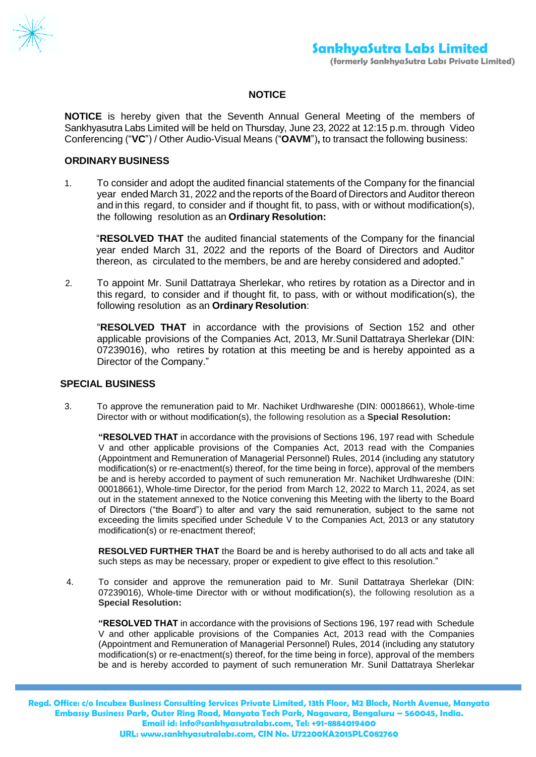# NOTICE

**NOTICE** is hereby given that the Seventh Annual General Meeting of the members of Sankhyasutra Labs Limited will be held on Thursday, June 23, 2022 at 12:15 p.m. through Video Conferencing ("**VC**") / Other Audio-Visual Means ("**OAVM**")**,** to transact the following business:

## ORDINARY BUSINESS

1. To consider and adopt the audited financial statements of the Company for the financial year ended March 31, 2022 and the reports of the Board of Directors and Auditor thereon and in this regard, to consider and if thought fit, to pass, with or without modification(s), the following resolution as an **Ordinary Resolution:**

   "**RESOLVED THAT** the audited financial statements of the Company for the financial year ended March 31, 2022 and the reports of the Board of Directors and Auditor thereon, as circulated to the members, be and are hereby considered and adopted."

2. To appoint Mr. Sunil Dattatraya Sherlekar, who retires by rotation as a Director and in this regard, to consider and if thought fit, to pass, with or without modification(s), the following resolution as an **Ordinary Resolution**:

   "**RESOLVED THAT** in accordance with the provisions of Section 152 and other applicable provisions of the Companies Act, 2013, Mr.Sunil Dattatraya Sherlekar (DIN: 07239016), who retires by rotation at this meeting be and is hereby appointed as a Director of the Company."

## SPECIAL BUSINESS

3. To approve the remuneration paid to Mr. Nachiket Urdhwareshe (DIN: 00018661), Whole-time Director with or without modification(s), the following resolution as a **Special Resolution:**

   **"RESOLVED THAT** in accordance with the provisions of Sections 196, 197 read with Schedule V and other applicable provisions of the Companies Act, 2013 read with the Companies (Appointment and Remuneration of Managerial Personnel) Rules, 2014 (including any statutory modification(s) or re-enactment(s) thereof, for the time being in force), approval of the members be and is hereby accorded to payment of such remuneration Mr. Nachiket Urdhwareshe (DIN: 00018661), Whole-time Director, for the period from March 12, 2022 to March 11, 2024, as set out in the statement annexed to the Notice convening this Meeting with the liberty to the Board of Directors ("the Board") to alter and vary the said remuneration, subject to the same not exceeding the limits specified under Schedule V to the Companies Act, 2013 or any statutory modification(s) or re-enactment thereof;

   **RESOLVED FURTHER THAT** the Board be and is hereby authorised to do all acts and take all such steps as may be necessary, proper or expedient to give effect to this resolution."

4. To consider and approve the remuneration paid to Mr. Sunil Dattatraya Sherlekar (DIN: 07239016), Whole-time Director with or without modification(s), the following resolution as a **Special Resolution:**

   **"RESOLVED THAT** in accordance with the provisions of Sections 196, 197 read with Schedule V and other applicable provisions of the Companies Act, 2013 read with the Companies (Appointment and Remuneration of Managerial Personnel) Rules, 2014 (including any statutory modification(s) or re-enactment(s) thereof, for the time being in force), approval of the members be and is hereby accorded to payment of such remuneration Mr. Sunil Dattatraya Sherlekar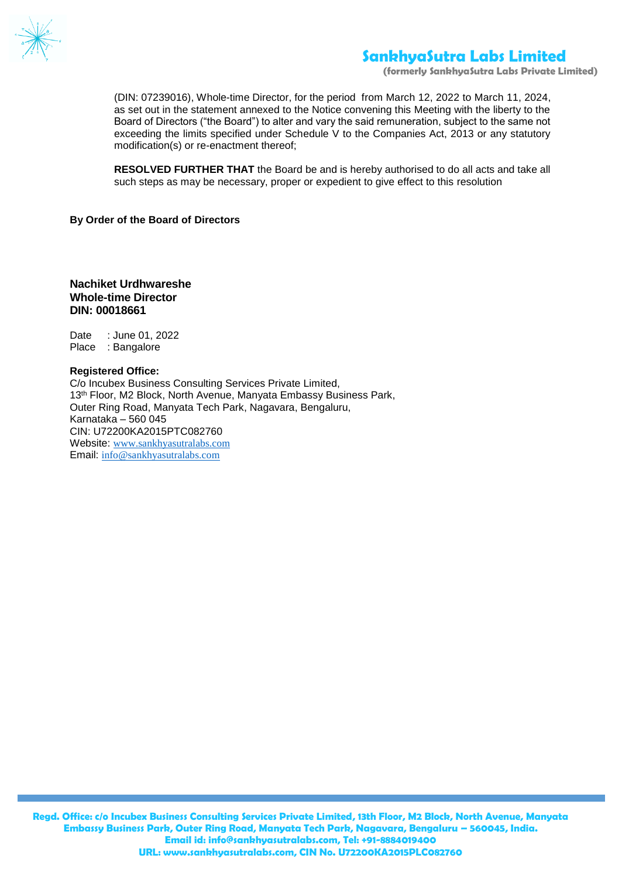(DIN: 07239016), Whole-time Director, for the period from March 12, 2022 to March 11, 2024, as set out in the statement annexed to the Notice convening this Meeting with the liberty to the Board of Directors ("the Board") to alter and vary the said remuneration, subject to the same not exceeding the limits specified under Schedule V to the Companies Act, 2013 or any statutory modification(s) or re-enactment thereof;

**RESOLVED FURTHER THAT** the Board be and is hereby authorised to do all acts and take all such steps as may be necessary, proper or expedient to give effect to this resolution

**By Order of the Board of Directors**

**Nachiket Urdhwareshe**
**Whole-time Director**
**DIN: 00018661**

Date : June 01, 2022
Place : Bangalore

**Registered Office:**
C/o Incubex Business Consulting Services Private Limited,
13th Floor, M2 Block, North Avenue, Manyata Embassy Business Park,
Outer Ring Road, Manyata Tech Park, Nagavara, Bengaluru,
Karnataka – 560 045
CIN: U72200KA2015PTC082760
Website: www.sankhyasutralabs.com
Email: info@sankhyasutralabs.com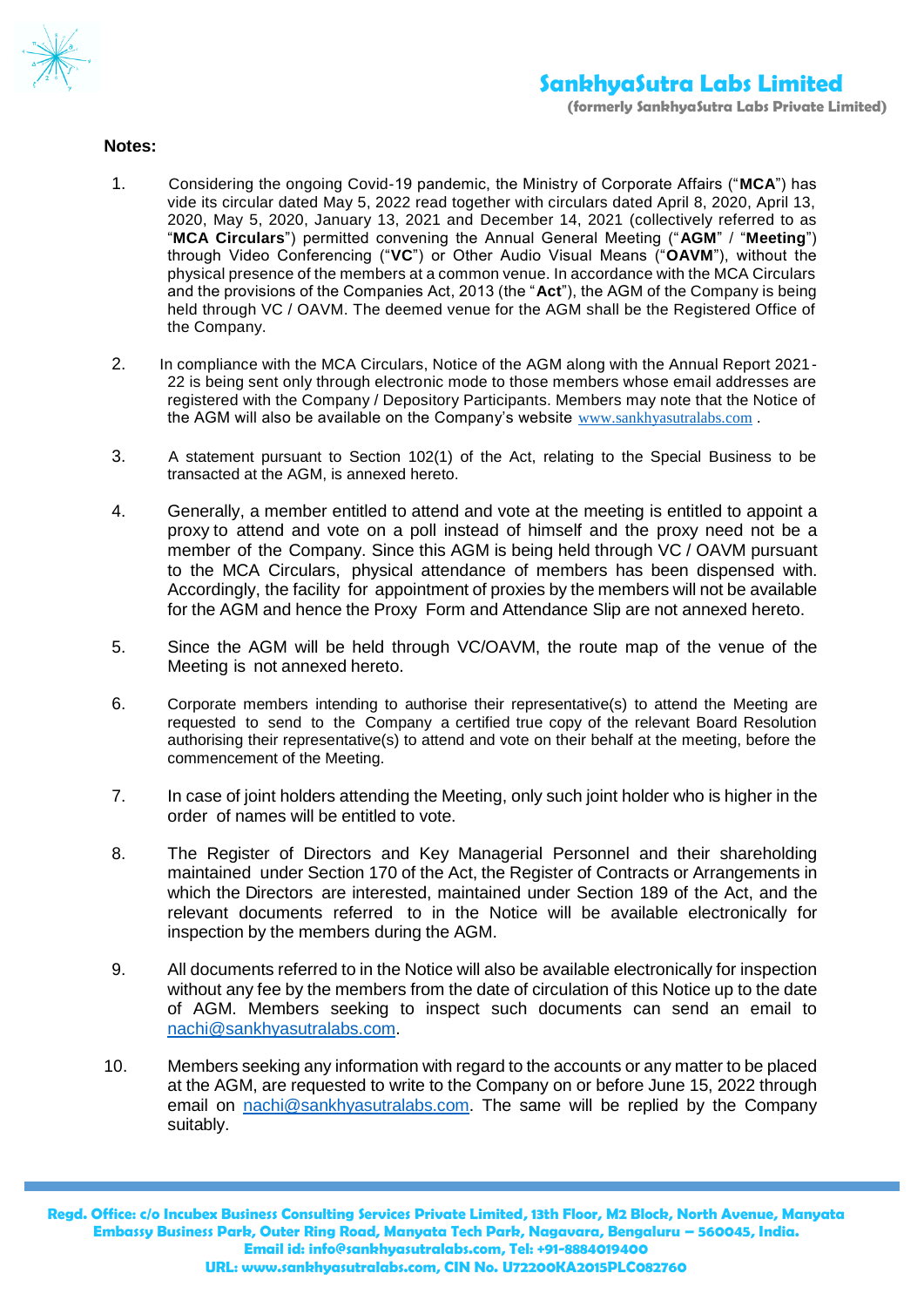**Notes:**

1. Considering the ongoing Covid-19 pandemic, the Ministry of Corporate Affairs ("**MCA**") has vide its circular dated May 5, 2022 read together with circulars dated April 8, 2020, April 13, 2020, May 5, 2020, January 13, 2021 and December 14, 2021 (collectively referred to as "**MCA Circulars**") permitted convening the Annual General Meeting ("**AGM**" / "**Meeting**") through Video Conferencing ("**VC**") or Other Audio Visual Means ("**OAVM**"), without the physical presence of the members at a common venue. In accordance with the MCA Circulars and the provisions of the Companies Act, 2013 (the "**Act**"), the AGM of the Company is being held through VC / OAVM. The deemed venue for the AGM shall be the Registered Office of the Company.

2. In compliance with the MCA Circulars, Notice of the AGM along with the Annual Report 2021-22 is being sent only through electronic mode to those members whose email addresses are registered with the Company / Depository Participants. Members may note that the Notice of the AGM will also be available on the Company's website www.sankhyasutralabs.com .

3. A statement pursuant to Section 102(1) of the Act, relating to the Special Business to be transacted at the AGM, is annexed hereto.

4. Generally, a member entitled to attend and vote at the meeting is entitled to appoint a proxy to attend and vote on a poll instead of himself and the proxy need not be a member of the Company. Since this AGM is being held through VC / OAVM pursuant to the MCA Circulars, physical attendance of members has been dispensed with. Accordingly, the facility for appointment of proxies by the members will not be available for the AGM and hence the Proxy Form and Attendance Slip are not annexed hereto.

5. Since the AGM will be held through VC/OAVM, the route map of the venue of the Meeting is not annexed hereto.

6. Corporate members intending to authorise their representative(s) to attend the Meeting are requested to send to the Company a certified true copy of the relevant Board Resolution authorising their representative(s) to attend and vote on their behalf at the meeting, before the commencement of the Meeting.

7. In case of joint holders attending the Meeting, only such joint holder who is higher in the order of names will be entitled to vote.

8. The Register of Directors and Key Managerial Personnel and their shareholding maintained under Section 170 of the Act, the Register of Contracts or Arrangements in which the Directors are interested, maintained under Section 189 of the Act, and the relevant documents referred to in the Notice will be available electronically for inspection by the members during the AGM.

9. All documents referred to in the Notice will also be available electronically for inspection without any fee by the members from the date of circulation of this Notice up to the date of AGM. Members seeking to inspect such documents can send an email to nachi@sankhyasutralabs.com.

10. Members seeking any information with regard to the accounts or any matter to be placed at the AGM, are requested to write to the Company on or before June 15, 2022 through email on nachi@sankhyasutralabs.com. The same will be replied by the Company suitably.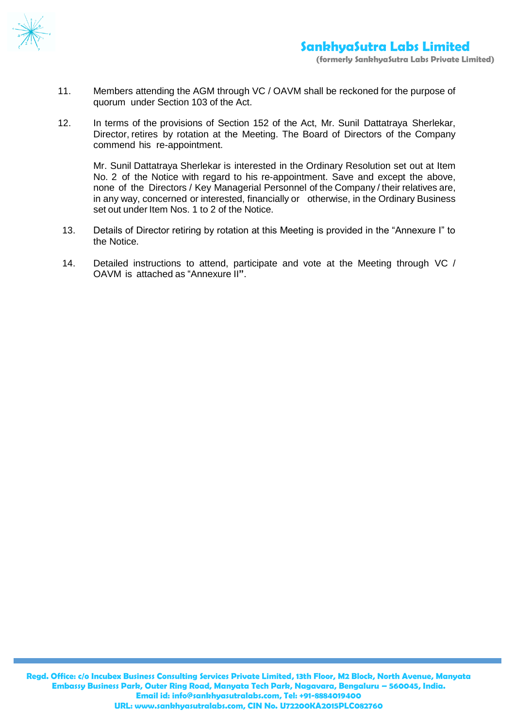11. Members attending the AGM through VC / OAVM shall be reckoned for the purpose of quorum under Section 103 of the Act.

12. In terms of the provisions of Section 152 of the Act, Mr. Sunil Dattatraya Sherlekar, Director, retires by rotation at the Meeting. The Board of Directors of the Company commend his re-appointment.

    Mr. Sunil Dattatraya Sherlekar is interested in the Ordinary Resolution set out at Item No. 2 of the Notice with regard to his re-appointment. Save and except the above, none of the Directors / Key Managerial Personnel of the Company / their relatives are, in any way, concerned or interested, financially or otherwise, in the Ordinary Business set out under Item Nos. 1 to 2 of the Notice.

13. Details of Director retiring by rotation at this Meeting is provided in the "Annexure I" to the Notice.

14. Detailed instructions to attend, participate and vote at the Meeting through VC / OAVM is attached as "Annexure II".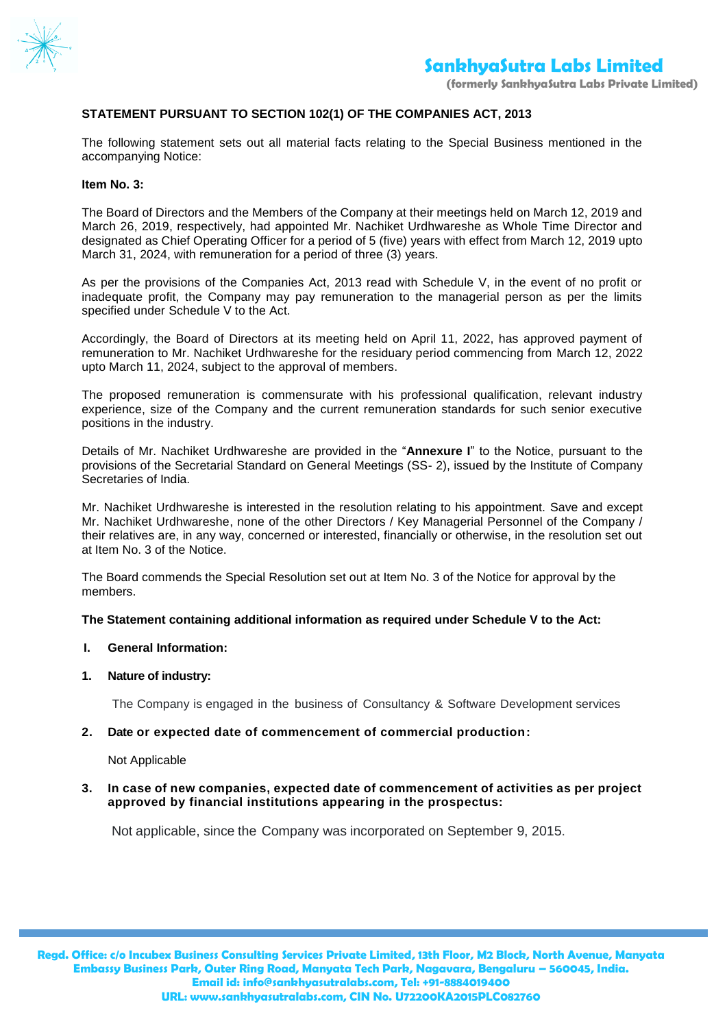## STATEMENT PURSUANT TO SECTION 102(1) OF THE COMPANIES ACT, 2013

The following statement sets out all material facts relating to the Special Business mentioned in the accompanying Notice:

**Item No. 3:**

The Board of Directors and the Members of the Company at their meetings held on March 12, 2019 and March 26, 2019, respectively, had appointed Mr. Nachiket Urdhwareshe as Whole Time Director and designated as Chief Operating Officer for a period of 5 (five) years with effect from March 12, 2019 upto March 31, 2024, with remuneration for a period of three (3) years.

As per the provisions of the Companies Act, 2013 read with Schedule V, in the event of no profit or inadequate profit, the Company may pay remuneration to the managerial person as per the limits specified under Schedule V to the Act.

Accordingly, the Board of Directors at its meeting held on April 11, 2022, has approved payment of remuneration to Mr. Nachiket Urdhwareshe for the residuary period commencing from March 12, 2022 upto March 11, 2024, subject to the approval of members.

The proposed remuneration is commensurate with his professional qualification, relevant industry experience, size of the Company and the current remuneration standards for such senior executive positions in the industry.

Details of Mr. Nachiket Urdhwareshe are provided in the "**Annexure I**" to the Notice, pursuant to the provisions of the Secretarial Standard on General Meetings (SS- 2), issued by the Institute of Company Secretaries of India.

Mr. Nachiket Urdhwareshe is interested in the resolution relating to his appointment. Save and except Mr. Nachiket Urdhwareshe, none of the other Directors / Key Managerial Personnel of the Company / their relatives are, in any way, concerned or interested, financially or otherwise, in the resolution set out at Item No. 3 of the Notice.

The Board commends the Special Resolution set out at Item No. 3 of the Notice for approval by the members.

**The Statement containing additional information as required under Schedule V to the Act:**

**I. General Information:**

**1. Nature of industry:**

The Company is engaged in the business of Consultancy & Software Development services

**2. Date or expected date of commencement of commercial production:**

Not Applicable

**3. In case of new companies, expected date of commencement of activities as per project approved by financial institutions appearing in the prospectus:**

Not applicable, since the Company was incorporated on September 9, 2015.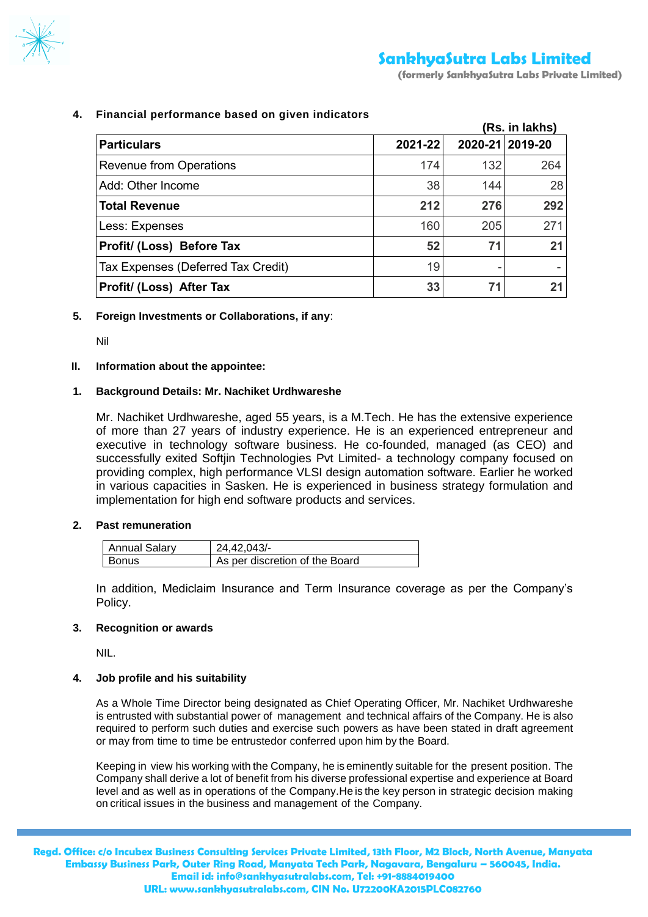**4. Financial performance based on given indicators**

(Rs. in lakhs)

| Particulars | 2021-22 | 2020-21 | 2019-20 |
|---|---|---|---|
| Revenue from Operations | 174 | 132 | 264 |
| Add: Other Income | 38 | 144 | 28 |
| **Total Revenue** | **212** | **276** | **292** |
| Less: Expenses | 160 | 205 | 271 |
| **Profit/ (Loss) Before Tax** | **52** | **71** | **21** |
| Tax Expenses (Deferred Tax Credit) | 19 | - | - |
| **Profit/ (Loss) After Tax** | **33** | **71** | **21** |

**5. Foreign Investments or Collaborations, if any**:

Nil

**II. Information about the appointee:**

**1. Background Details: Mr. Nachiket Urdhwareshe**

Mr. Nachiket Urdhwareshe, aged 55 years, is a M.Tech. He has the extensive experience of more than 27 years of industry experience. He is an experienced entrepreneur and executive in technology software business. He co-founded, managed (as CEO) and successfully exited Softjin Technologies Pvt Limited- a technology company focused on providing complex, high performance VLSI design automation software. Earlier he worked in various capacities in Sasken. He is experienced in business strategy formulation and implementation for high end software products and services.

**2. Past remuneration**

| Annual Salary | 24,42,043/- |
|---|---|
| Bonus | As per discretion of the Board |

In addition, Mediclaim Insurance and Term Insurance coverage as per the Company's Policy.

**3. Recognition or awards**

NIL.

**4. Job profile and his suitability**

As a Whole Time Director being designated as Chief Operating Officer, Mr. Nachiket Urdhwareshe is entrusted with substantial power of management and technical affairs of the Company. He is also required to perform such duties and exercise such powers as have been stated in draft agreement or may from time to time be entrustedor conferred upon him by the Board.

Keeping in view his working with the Company, he is eminently suitable for the present position. The Company shall derive a lot of benefit from his diverse professional expertise and experience at Board level and as well as in operations of the Company.He is the key person in strategic decision making on critical issues in the business and management of the Company.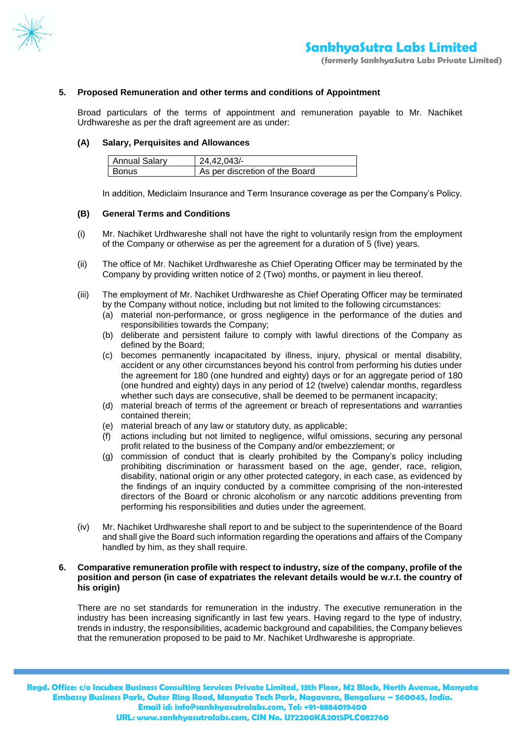**5. Proposed Remuneration and other terms and conditions of Appointment**

Broad particulars of the terms of appointment and remuneration payable to Mr. Nachiket Urdhwareshe as per the draft agreement are as under:

**(A) Salary, Perquisites and Allowances**

| Annual Salary | 24,42,043/- |
|---|---|
| Bonus | As per discretion of the Board |

In addition, Mediclaim Insurance and Term Insurance coverage as per the Company's Policy.

**(B) General Terms and Conditions**

(i) Mr. Nachiket Urdhwareshe shall not have the right to voluntarily resign from the employment of the Company or otherwise as per the agreement for a duration of 5 (five) years.

(ii) The office of Mr. Nachiket Urdhwareshe as Chief Operating Officer may be terminated by the Company by providing written notice of 2 (Two) months, or payment in lieu thereof.

(iii) The employment of Mr. Nachiket Urdhwareshe as Chief Operating Officer may be terminated by the Company without notice, including but not limited to the following circumstances:

(a) material non-performance, or gross negligence in the performance of the duties and responsibilities towards the Company;

(b) deliberate and persistent failure to comply with lawful directions of the Company as defined by the Board;

(c) becomes permanently incapacitated by illness, injury, physical or mental disability, accident or any other circumstances beyond his control from performing his duties under the agreement for 180 (one hundred and eighty) days or for an aggregate period of 180 (one hundred and eighty) days in any period of 12 (twelve) calendar months, regardless whether such days are consecutive, shall be deemed to be permanent incapacity;

(d) material breach of terms of the agreement or breach of representations and warranties contained therein;

(e) material breach of any law or statutory duty, as applicable;

(f) actions including but not limited to negligence, wilful omissions, securing any personal profit related to the business of the Company and/or embezzlement; or

(g) commission of conduct that is clearly prohibited by the Company's policy including prohibiting discrimination or harassment based on the age, gender, race, religion, disability, national origin or any other protected category, in each case, as evidenced by the findings of an inquiry conducted by a committee comprising of the non-interested directors of the Board or chronic alcoholism or any narcotic additions preventing from performing his responsibilities and duties under the agreement.

(iv) Mr. Nachiket Urdhwareshe shall report to and be subject to the superintendence of the Board and shall give the Board such information regarding the operations and affairs of the Company handled by him, as they shall require.

**6. Comparative remuneration profile with respect to industry, size of the company, profile of the position and person (in case of expatriates the relevant details would be w.r.t. the country of his origin)**

There are no set standards for remuneration in the industry. The executive remuneration in the industry has been increasing significantly in last few years. Having regard to the type of industry, trends in industry, the responsibilities, academic background and capabilities, the Company believes that the remuneration proposed to be paid to Mr. Nachiket Urdhwareshe is appropriate.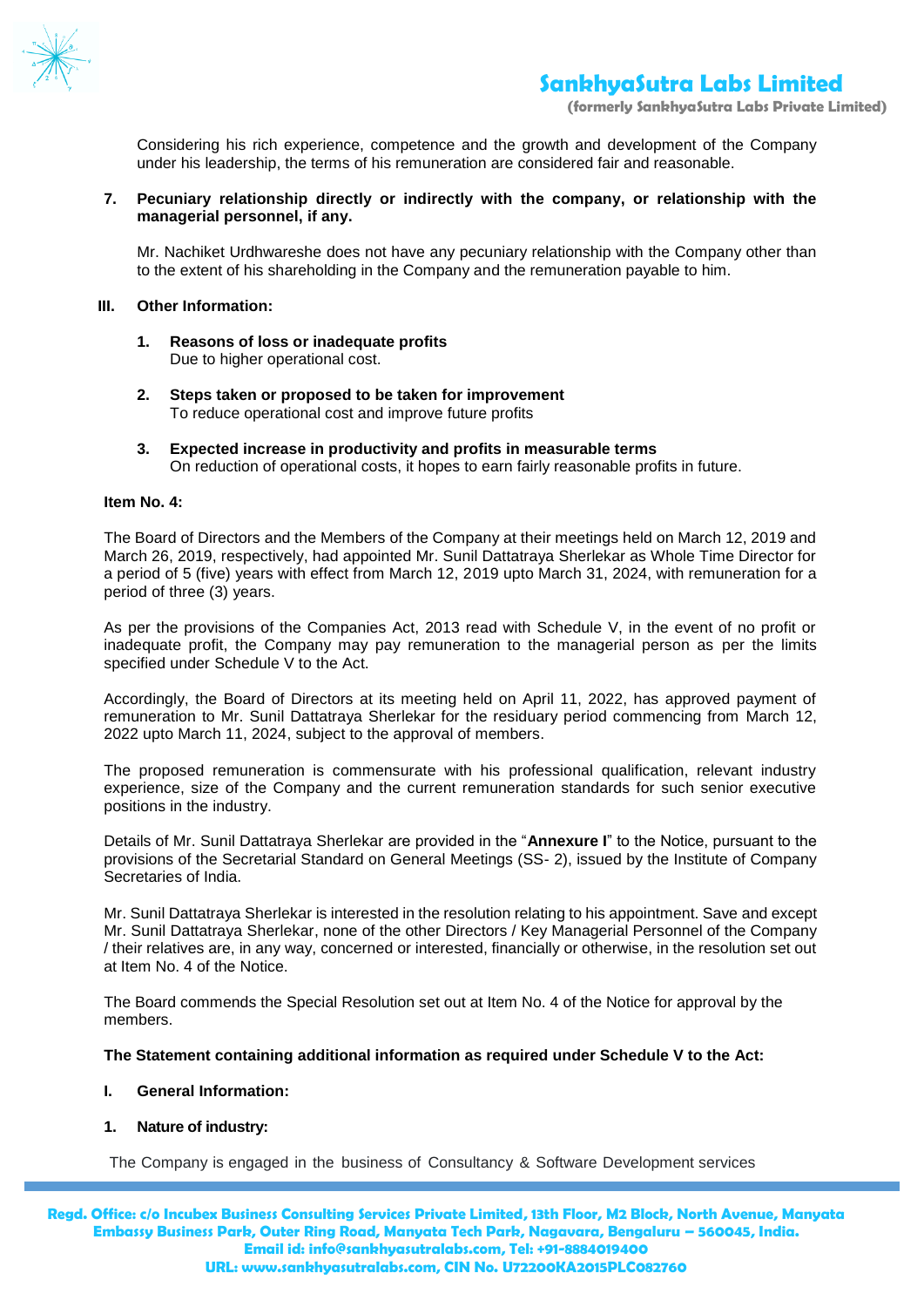Considering his rich experience, competence and the growth and development of the Company under his leadership, the terms of his remuneration are considered fair and reasonable.

**7. Pecuniary relationship directly or indirectly with the company, or relationship with the managerial personnel, if any.**

Mr. Nachiket Urdhwareshe does not have any pecuniary relationship with the Company other than to the extent of his shareholding in the Company and the remuneration payable to him.

**III. Other Information:**

1. **Reasons of loss or inadequate profits**
   Due to higher operational cost.

2. **Steps taken or proposed to be taken for improvement**
   To reduce operational cost and improve future profits

3. **Expected increase in productivity and profits in measurable terms**
   On reduction of operational costs, it hopes to earn fairly reasonable profits in future.

**Item No. 4:**

The Board of Directors and the Members of the Company at their meetings held on March 12, 2019 and March 26, 2019, respectively, had appointed Mr. Sunil Dattatraya Sherlekar as Whole Time Director for a period of 5 (five) years with effect from March 12, 2019 upto March 31, 2024, with remuneration for a period of three (3) years.

As per the provisions of the Companies Act, 2013 read with Schedule V, in the event of no profit or inadequate profit, the Company may pay remuneration to the managerial person as per the limits specified under Schedule V to the Act.

Accordingly, the Board of Directors at its meeting held on April 11, 2022, has approved payment of remuneration to Mr. Sunil Dattatraya Sherlekar for the residuary period commencing from March 12, 2022 upto March 11, 2024, subject to the approval of members.

The proposed remuneration is commensurate with his professional qualification, relevant industry experience, size of the Company and the current remuneration standards for such senior executive positions in the industry.

Details of Mr. Sunil Dattatraya Sherlekar are provided in the "**Annexure I**" to the Notice, pursuant to the provisions of the Secretarial Standard on General Meetings (SS- 2), issued by the Institute of Company Secretaries of India.

Mr. Sunil Dattatraya Sherlekar is interested in the resolution relating to his appointment. Save and except Mr. Sunil Dattatraya Sherlekar, none of the other Directors / Key Managerial Personnel of the Company / their relatives are, in any way, concerned or interested, financially or otherwise, in the resolution set out at Item No. 4 of the Notice.

The Board commends the Special Resolution set out at Item No. 4 of the Notice for approval by the members.

**The Statement containing additional information as required under Schedule V to the Act:**

**I. General Information:**

**1. Nature of industry:**

The Company is engaged in the business of Consultancy & Software Development services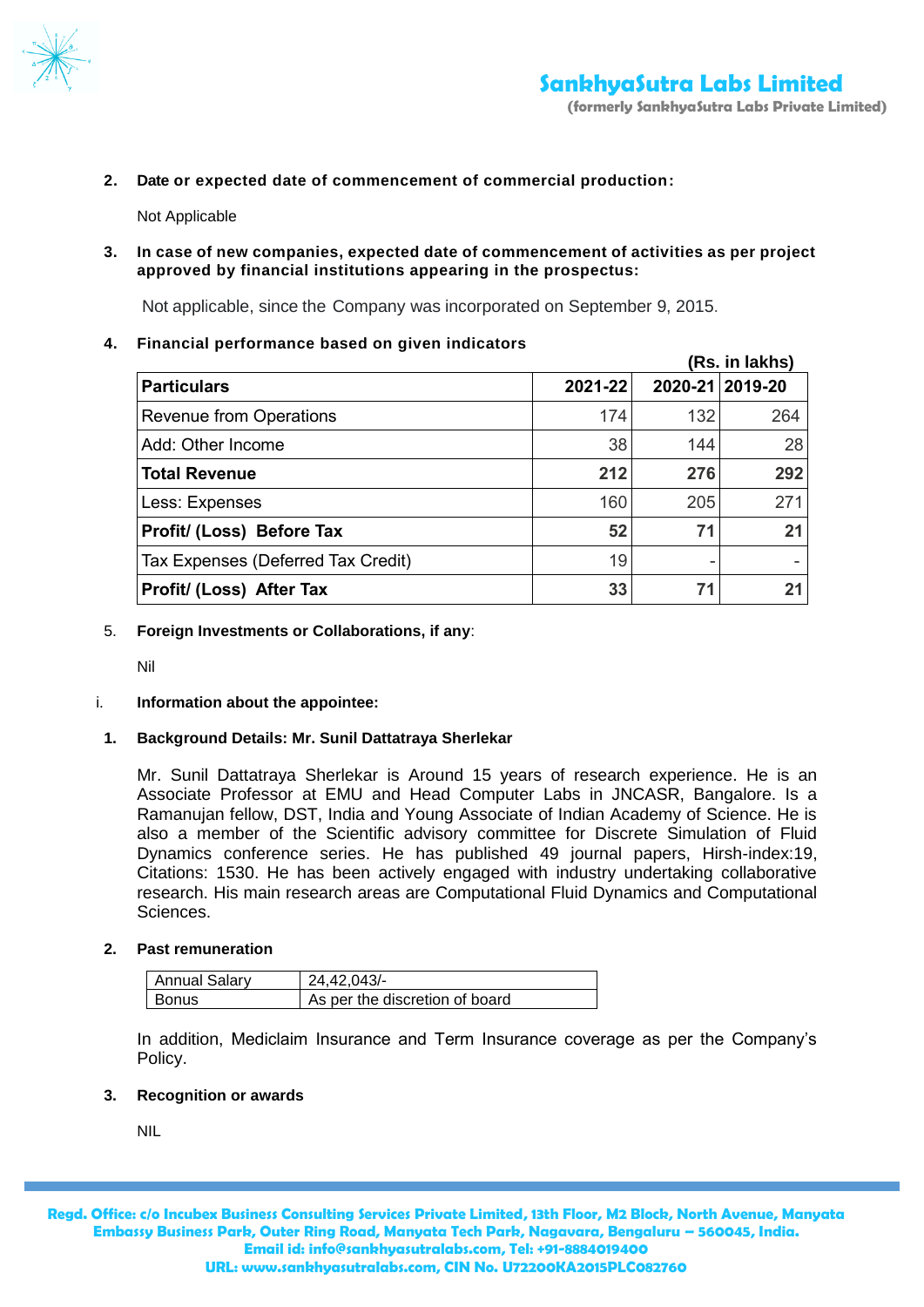**2. Date or expected date of commencement of commercial production:**

Not Applicable

**3. In case of new companies, expected date of commencement of activities as per project approved by financial institutions appearing in the prospectus:**

Not applicable, since the Company was incorporated on September 9, 2015.

**4. Financial performance based on given indicators**

(Rs. in lakhs)

| Particulars | 2021-22 | 2020-21 | 2019-20 |
|---|---|---|---|
| Revenue from Operations | 174 | 132 | 264 |
| Add: Other Income | 38 | 144 | 28 |
| **Total Revenue** | **212** | **276** | **292** |
| Less: Expenses | 160 | 205 | 271 |
| **Profit/ (Loss) Before Tax** | **52** | **71** | **21** |
| Tax Expenses (Deferred Tax Credit) | 19 | - | - |
| **Profit/ (Loss) After Tax** | **33** | **71** | **21** |

5. **Foreign Investments or Collaborations, if any**:

Nil

i. **Information about the appointee:**

**1. Background Details: Mr. Sunil Dattatraya Sherlekar**

Mr. Sunil Dattatraya Sherlekar is Around 15 years of research experience. He is an Associate Professor at EMU and Head Computer Labs in JNCASR, Bangalore. Is a Ramanujan fellow, DST, India and Young Associate of Indian Academy of Science. He is also a member of the Scientific advisory committee for Discrete Simulation of Fluid Dynamics conference series. He has published 49 journal papers, Hirsh-index:19, Citations: 1530. He has been actively engaged with industry undertaking collaborative research. His main research areas are Computational Fluid Dynamics and Computational Sciences.

**2. Past remuneration**

| Annual Salary | 24,42,043/- |
|---|---|
| Bonus | As per the discretion of board |

In addition, Mediclaim Insurance and Term Insurance coverage as per the Company's Policy.

**3. Recognition or awards**

NIL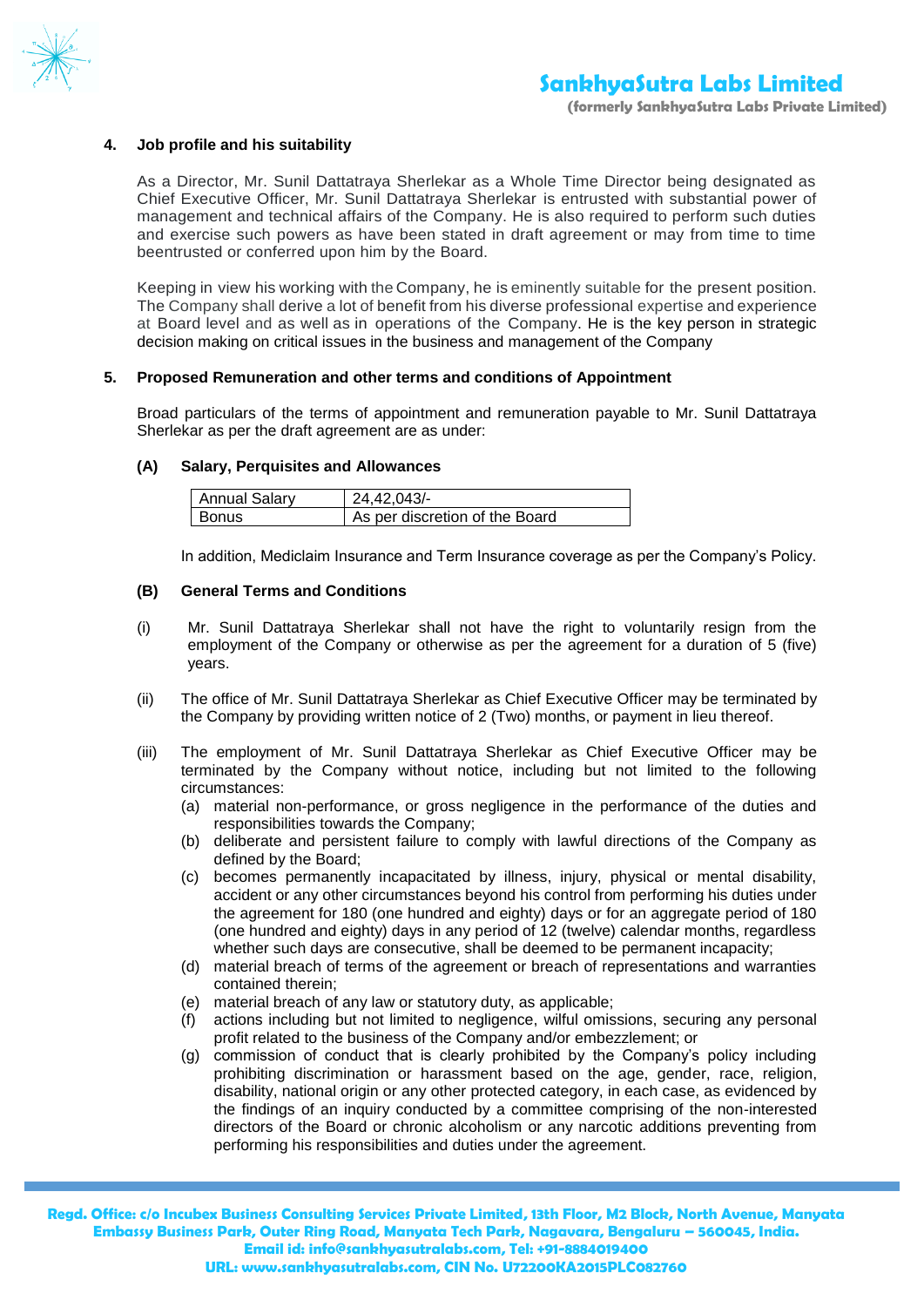## 4. Job profile and his suitability

As a Director, Mr. Sunil Dattatraya Sherlekar as a Whole Time Director being designated as Chief Executive Officer, Mr. Sunil Dattatraya Sherlekar is entrusted with substantial power of management and technical affairs of the Company. He is also required to perform such duties and exercise such powers as have been stated in draft agreement or may from time to time beentrusted or conferred upon him by the Board.

Keeping in view his working with the Company, he is eminently suitable for the present position. The Company shall derive a lot of benefit from his diverse professional expertise and experience at Board level and as well as in operations of the Company. He is the key person in strategic decision making on critical issues in the business and management of the Company

## 5. Proposed Remuneration and other terms and conditions of Appointment

Broad particulars of the terms of appointment and remuneration payable to Mr. Sunil Dattatraya Sherlekar as per the draft agreement are as under:

### (A) Salary, Perquisites and Allowances

| Annual Salary | 24,42,043/- |
|---|---|
| Bonus | As per discretion of the Board |

In addition, Mediclaim Insurance and Term Insurance coverage as per the Company's Policy.

### (B) General Terms and Conditions

(i) Mr. Sunil Dattatraya Sherlekar shall not have the right to voluntarily resign from the employment of the Company or otherwise as per the agreement for a duration of 5 (five) years.

(ii) The office of Mr. Sunil Dattatraya Sherlekar as Chief Executive Officer may be terminated by the Company by providing written notice of 2 (Two) months, or payment in lieu thereof.

(iii) The employment of Mr. Sunil Dattatraya Sherlekar as Chief Executive Officer may be terminated by the Company without notice, including but not limited to the following circumstances:

(a) material non-performance, or gross negligence in the performance of the duties and responsibilities towards the Company;

(b) deliberate and persistent failure to comply with lawful directions of the Company as defined by the Board;

(c) becomes permanently incapacitated by illness, injury, physical or mental disability, accident or any other circumstances beyond his control from performing his duties under the agreement for 180 (one hundred and eighty) days or for an aggregate period of 180 (one hundred and eighty) days in any period of 12 (twelve) calendar months, regardless whether such days are consecutive, shall be deemed to be permanent incapacity;

(d) material breach of terms of the agreement or breach of representations and warranties contained therein;

(e) material breach of any law or statutory duty, as applicable;

(f) actions including but not limited to negligence, wilful omissions, securing any personal profit related to the business of the Company and/or embezzlement; or

(g) commission of conduct that is clearly prohibited by the Company's policy including prohibiting discrimination or harassment based on the age, gender, race, religion, disability, national origin or any other protected category, in each case, as evidenced by the findings of an inquiry conducted by a committee comprising of the non-interested directors of the Board or chronic alcoholism or any narcotic additions preventing from performing his responsibilities and duties under the agreement.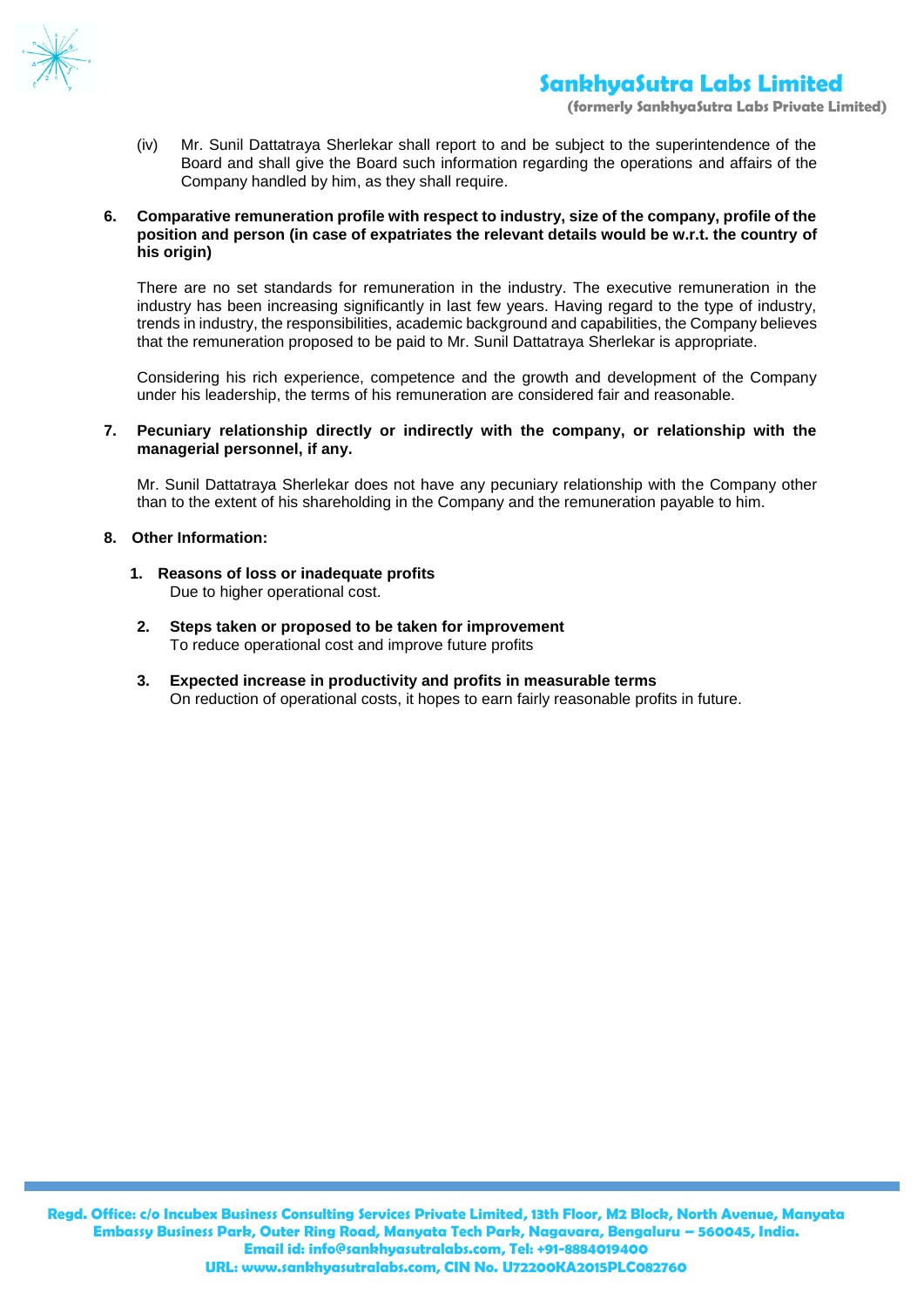(iv) Mr. Sunil Dattatraya Sherlekar shall report to and be subject to the superintendence of the Board and shall give the Board such information regarding the operations and affairs of the Company handled by him, as they shall require.

**6. Comparative remuneration profile with respect to industry, size of the company, profile of the position and person (in case of expatriates the relevant details would be w.r.t. the country of his origin)**

There are no set standards for remuneration in the industry. The executive remuneration in the industry has been increasing significantly in last few years. Having regard to the type of industry, trends in industry, the responsibilities, academic background and capabilities, the Company believes that the remuneration proposed to be paid to Mr. Sunil Dattatraya Sherlekar is appropriate.

Considering his rich experience, competence and the growth and development of the Company under his leadership, the terms of his remuneration are considered fair and reasonable.

**7. Pecuniary relationship directly or indirectly with the company, or relationship with the managerial personnel, if any.**

Mr. Sunil Dattatraya Sherlekar does not have any pecuniary relationship with the Company other than to the extent of his shareholding in the Company and the remuneration payable to him.

**8. Other Information:**

1. **Reasons of loss or inadequate profits**
   Due to higher operational cost.

2. **Steps taken or proposed to be taken for improvement**
   To reduce operational cost and improve future profits

3. **Expected increase in productivity and profits in measurable terms**
   On reduction of operational costs, it hopes to earn fairly reasonable profits in future.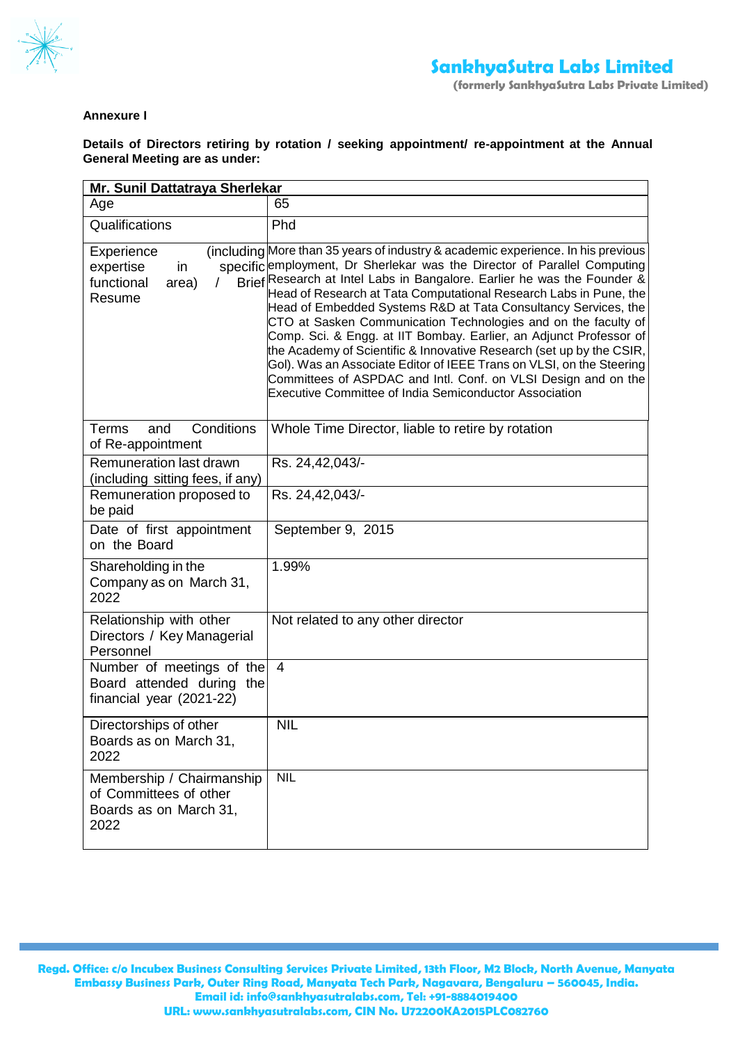**Annexure I**

**Details of Directors retiring by rotation / seeking appointment/ re-appointment at the Annual General Meeting are as under:**

| **Mr. Sunil Dattatraya Sherlekar** | |
|---|---|
| Age | 65 |
| Qualifications | Phd |
| Experience (including expertise in specific functional area) / Brief Resume | More than 35 years of industry & academic experience. In his previous employment, Dr Sherlekar was the Director of Parallel Computing Research at Intel Labs in Bangalore. Earlier he was the Founder & Head of Research at Tata Computational Research Labs in Pune, the Head of Embedded Systems R&D at Tata Consultancy Services, the CTO at Sasken Communication Technologies and on the faculty of Comp. Sci. & Engg. at IIT Bombay. Earlier, an Adjunct Professor of the Academy of Scientific & Innovative Research (set up by the CSIR, GoI). Was an Associate Editor of IEEE Trans on VLSI, on the Steering Committees of ASPDAC and Intl. Conf. on VLSI Design and on the Executive Committee of India Semiconductor Association |
| Terms and Conditions of Re-appointment | Whole Time Director, liable to retire by rotation |
| Remuneration last drawn (including sitting fees, if any) | Rs. 24,42,043/- |
| Remuneration proposed to be paid | Rs. 24,42,043/- |
| Date of first appointment on the Board | September 9, 2015 |
| Shareholding in the Company as on March 31, 2022 | 1.99% |
| Relationship with other Directors / Key Managerial Personnel | Not related to any other director |
| Number of meetings of the Board attended during the financial year (2021-22) | 4 |
| Directorships of other Boards as on March 31, 2022 | NIL |
| Membership / Chairmanship of Committees of other Boards as on March 31, 2022 | NIL |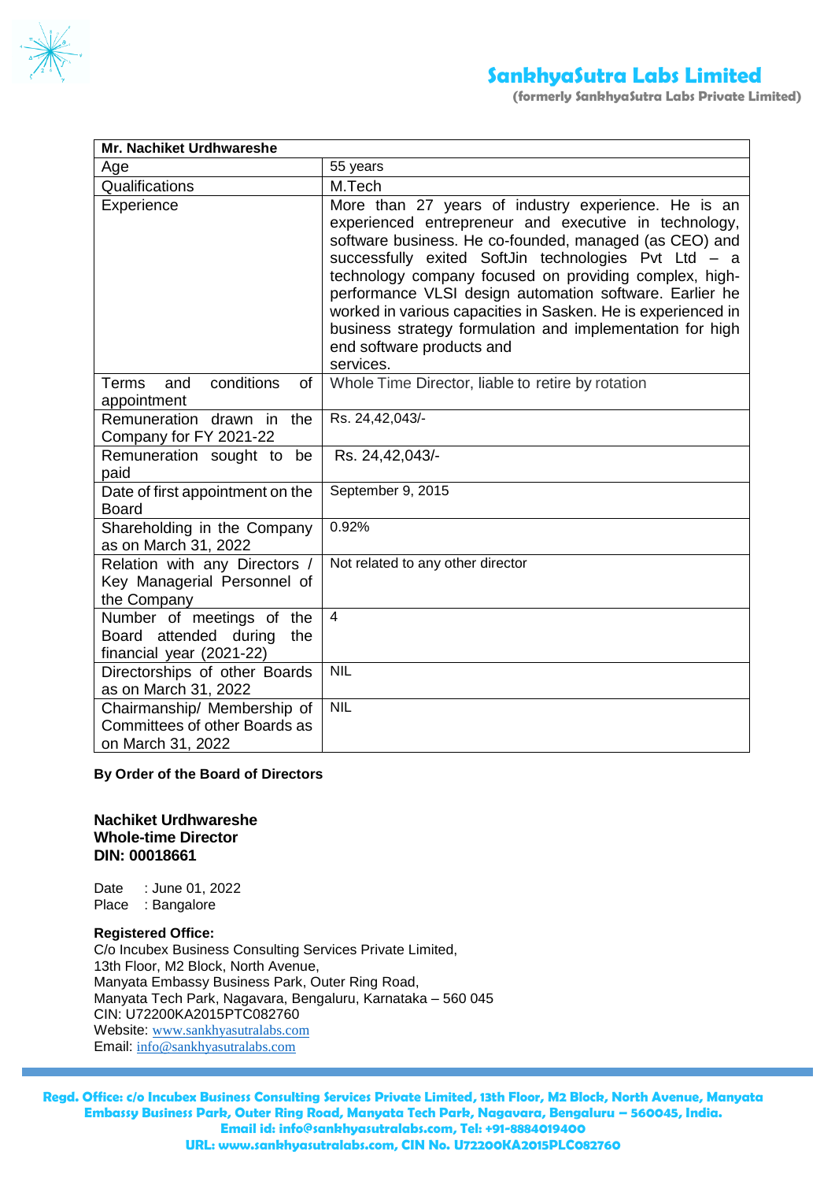| Mr. Nachiket Urdhwareshe | |
|---|---|
| Age | 55 years |
| Qualifications | M.Tech |
| Experience | More than 27 years of industry experience. He is an experienced entrepreneur and executive in technology, software business. He co-founded, managed (as CEO) and successfully exited SoftJin technologies Pvt Ltd – a technology company focused on providing complex, high-performance VLSI design automation software. Earlier he worked in various capacities in Sasken. He is experienced in business strategy formulation and implementation for high end software products and services. |
| Terms and conditions of appointment | Whole Time Director, liable to retire by rotation |
| Remuneration drawn in the Company for FY 2021-22 | Rs. 24,42,043/- |
| Remuneration sought to be paid | Rs. 24,42,043/- |
| Date of first appointment on the Board | September 9, 2015 |
| Shareholding in the Company as on March 31, 2022 | 0.92% |
| Relation with any Directors / Key Managerial Personnel of the Company | Not related to any other director |
| Number of meetings of the Board attended during the financial year (2021-22) | 4 |
| Directorships of other Boards as on March 31, 2022 | NIL |
| Chairmanship/ Membership of Committees of other Boards as on March 31, 2022 | NIL |

**By Order of the Board of Directors**

**Nachiket Urdhwareshe**
**Whole-time Director**
**DIN: 00018661**

Date : June 01, 2022
Place : Bangalore

**Registered Office:**
C/o Incubex Business Consulting Services Private Limited,
13th Floor, M2 Block, North Avenue,
Manyata Embassy Business Park, Outer Ring Road,
Manyata Tech Park, Nagavara, Bengaluru, Karnataka – 560 045
CIN: U72200KA2015PTC082760
Website: www.sankhyasutralabs.com
Email: info@sankhyasutralabs.com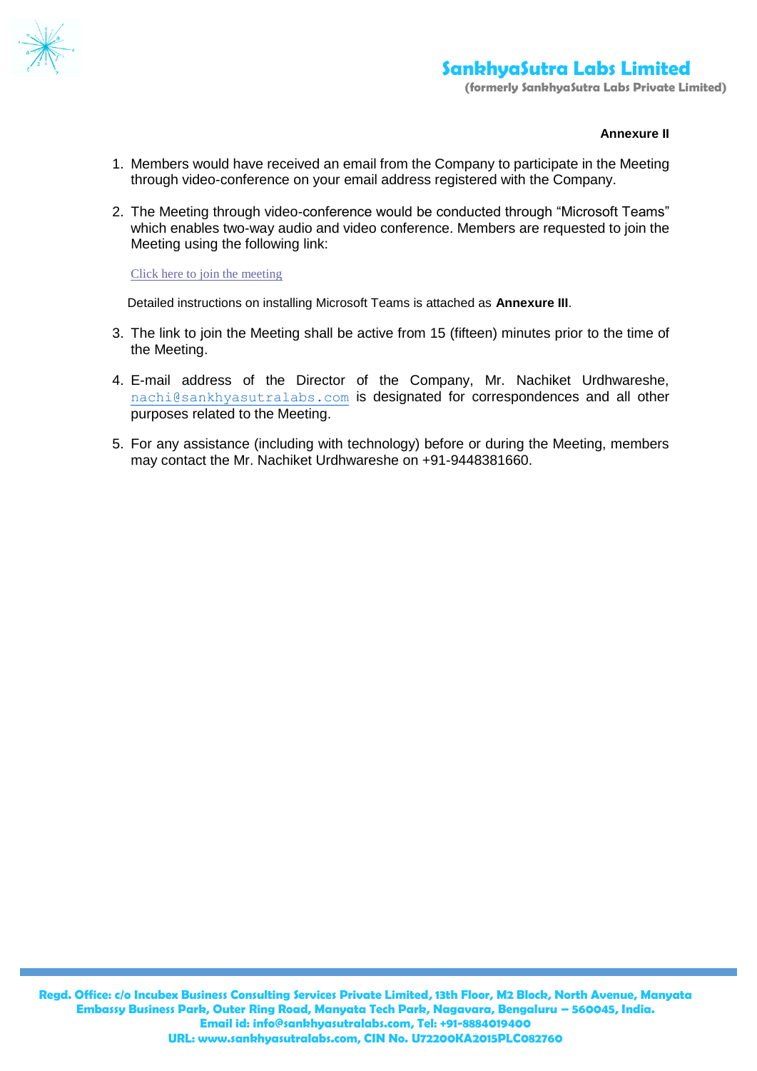**Annexure II**

1. Members would have received an email from the Company to participate in the Meeting through video-conference on your email address registered with the Company.

2. The Meeting through video-conference would be conducted through "Microsoft Teams" which enables two-way audio and video conference. Members are requested to join the Meeting using the following link:

   Click here to join the meeting

   Detailed instructions on installing Microsoft Teams is attached as **Annexure III**.

3. The link to join the Meeting shall be active from 15 (fifteen) minutes prior to the time of the Meeting.

4. E-mail address of the Director of the Company, Mr. Nachiket Urdhwareshe, nachi@sankhyasutralabs.com is designated for correspondences and all other purposes related to the Meeting.

5. For any assistance (including with technology) before or during the Meeting, members may contact the Mr. Nachiket Urdhwareshe on +91-9448381660.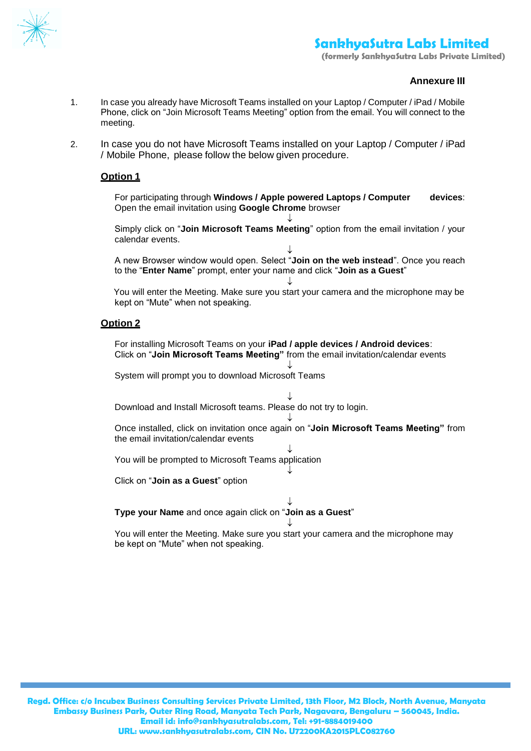**Annexure III**

1. In case you already have Microsoft Teams installed on your Laptop / Computer / iPad / Mobile Phone, click on "Join Microsoft Teams Meeting" option from the email. You will connect to the meeting.

2. In case you do not have Microsoft Teams installed on your Laptop / Computer / iPad / Mobile Phone, please follow the below given procedure.

**Option 1**

For participating through **Windows / Apple powered Laptops / Computer devices**: Open the email invitation using **Google Chrome** browser

↓

Simply click on "**Join Microsoft Teams Meeting**" option from the email invitation / your calendar events.

↓

A new Browser window would open. Select "**Join on the web instead**". Once you reach to the "**Enter Name**" prompt, enter your name and click "**Join as a Guest**"

↓

You will enter the Meeting. Make sure you start your camera and the microphone may be kept on "Mute" when not speaking.

**Option 2**

For installing Microsoft Teams on your **iPad / apple devices / Android devices**: Click on "**Join Microsoft Teams Meeting"** from the email invitation/calendar events

↓

System will prompt you to download Microsoft Teams

↓

Download and Install Microsoft teams. Please do not try to login.

↓

Once installed, click on invitation once again on "**Join Microsoft Teams Meeting"** from the email invitation/calendar events

↓

You will be prompted to Microsoft Teams application

↓

Click on "**Join as a Guest**" option

↓

**Type your Name** and once again click on "**Join as a Guest**"

↓

You will enter the Meeting. Make sure you start your camera and the microphone may be kept on "Mute" when not speaking.